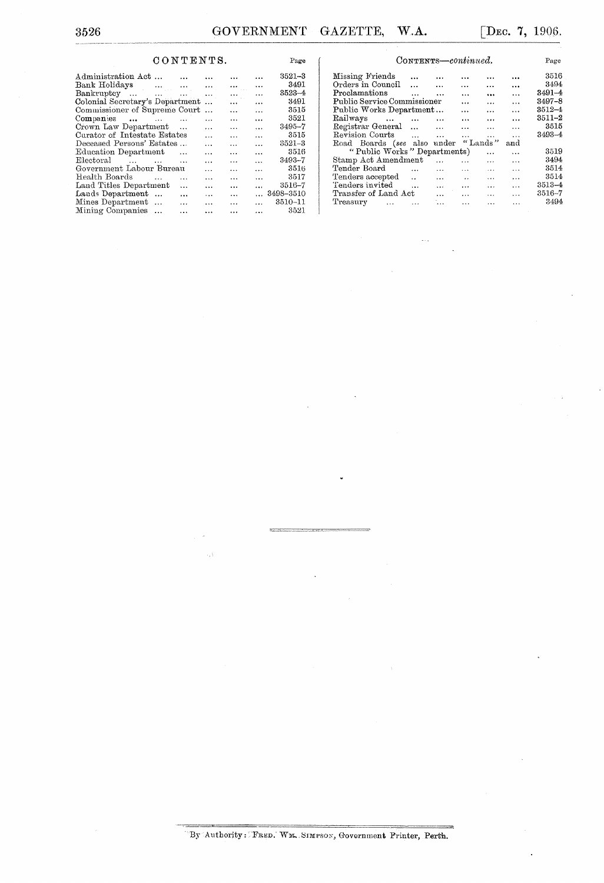## CONTENTS.

| | Page |
|---|---|
| Administration Act ... | 3521–3 |
| Bank Holidays | 3491 |
| Bankruptcy ... | 3523–4 |
| Colonial Secretary's Department ... | 3491 |
| Commissioner of Supreme Court ... | 3515 |
| Companies ... | 3521 |
| Crown Law Department ... | 3495–7 |
| Curator of Intestate Estates | 3515 |
| Deceased Persons' Estates ... | 3521–3 |
| Education Department | 3516 |
| Electoral | 3493–7 |
| Government Labour Bureau | 3516 |
| Health Boards | 3517 |
| Land Titles Department | 3516–7 |
| Lands Department ... | 3498–3510 |
| Mines Department ... | 3510–11 |
| Mining Companies ... | 3521 |
| Missing Friends | 3516 |
| Orders in Council | 3494 |
| Proclamations | 3491–4 |
| Public Service Commissioner | 3497–8 |
| Public Works Department ... | 3512–4 |
| Railways | 3511–2 |
| Registrar General | 3515 |
| Revision Courts | 3493–4 |
| Road Boards (*see* also under "Lands" and "Public Works" Departments) | 3519 |
| Stamp Act Amendment | 3494 |
| Tender Board | 3514 |
| Tenders accepted | 3514 |
| Tenders invited | 3513–4 |
| Transfer of Land Act | 3516–7 |
| Treasury | 3494 |

---

By Authority: FRED. WM. SIMPSON, Government Printer, Perth.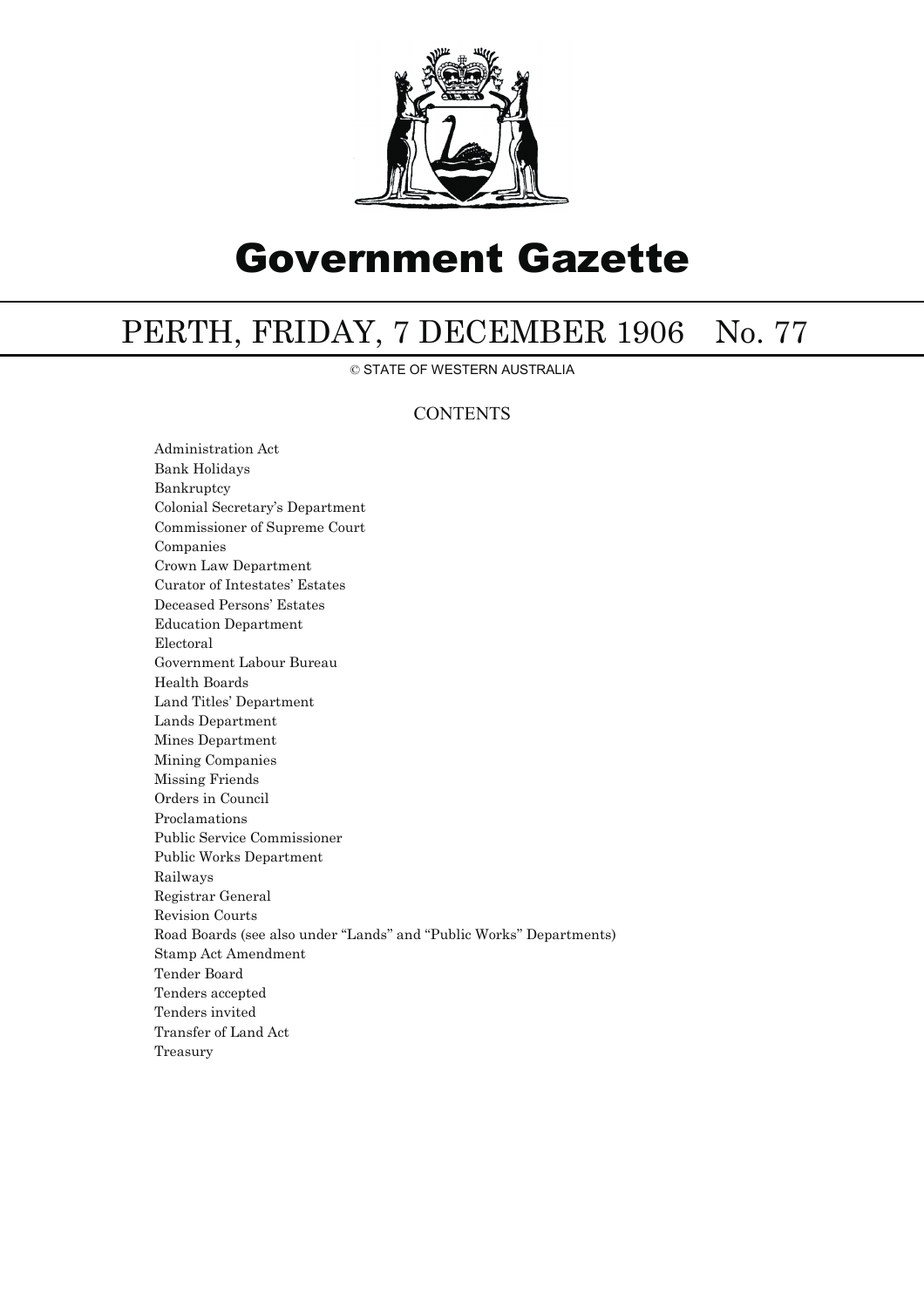# Government Gazette

## PERTH, FRIDAY, 7 DECEMBER 1906 No. 77

© STATE OF WESTERN AUSTRALIA

### CONTENTS

Administration Act
Bank Holidays
Bankruptcy
Colonial Secretary's Department
Commissioner of Supreme Court
Companies
Crown Law Department
Curator of Intestates' Estates
Deceased Persons' Estates
Education Department
Electoral
Government Labour Bureau
Health Boards
Land Titles' Department
Lands Department
Mines Department
Mining Companies
Missing Friends
Orders in Council
Proclamations
Public Service Commissioner
Public Works Department
Railways
Registrar General
Revision Courts
Road Boards (see also under "Lands" and "Public Works" Departments)
Stamp Act Amendment
Tender Board
Tenders accepted
Tenders invited
Transfer of Land Act
Treasury